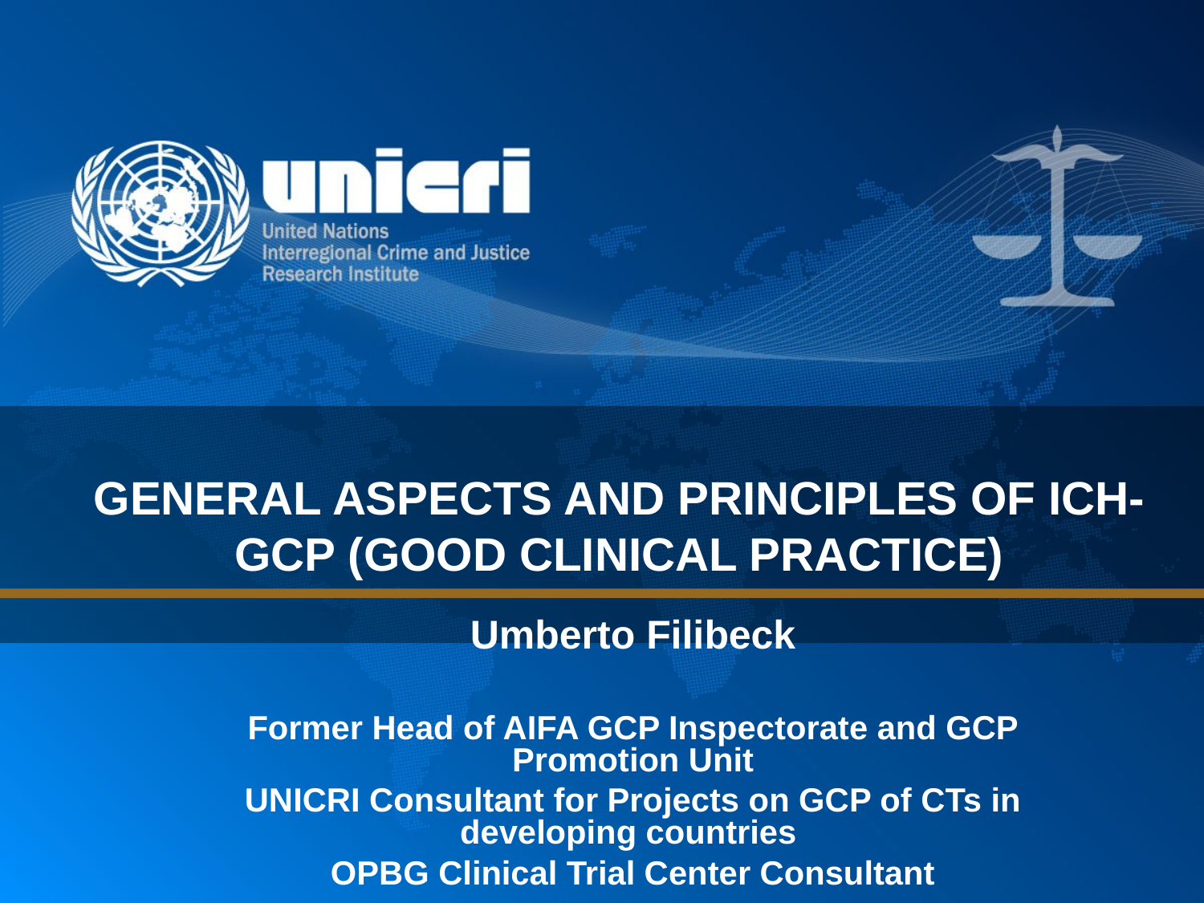unicri

United Nations
Interregional Crime and Justice
Research Institute

# GENERAL ASPECTS AND PRINCIPLES OF ICH-GCP (GOOD CLINICAL PRACTICE)

**Umberto Filibeck**

**Former Head of AIFA GCP Inspectorate and GCP Promotion Unit**

**UNICRI Consultant for Projects on GCP of CTs in developing countries**

**OPBG Clinical Trial Center Consultant**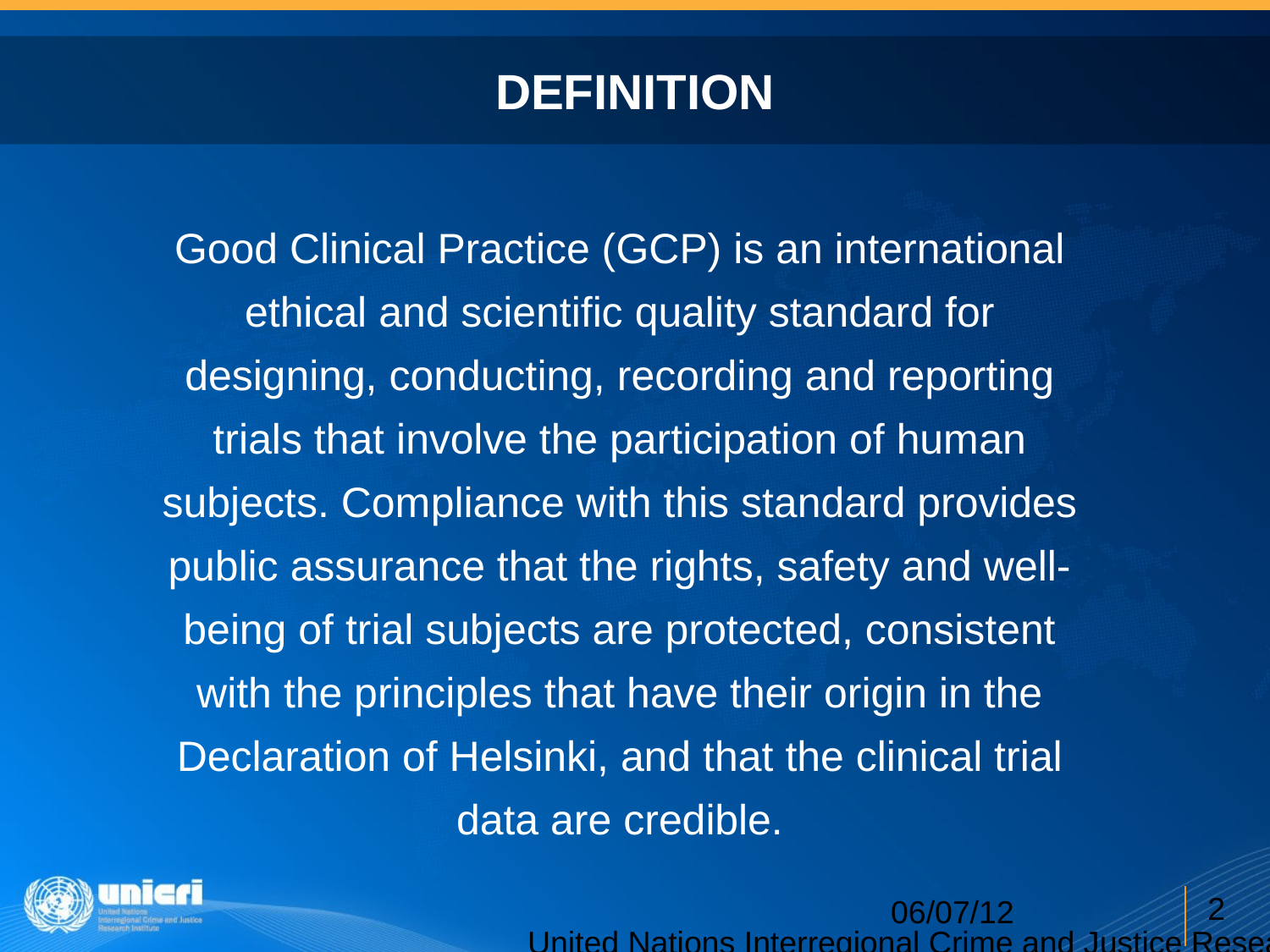# DEFINITION

Good Clinical Practice (GCP) is an international ethical and scientific quality standard for designing, conducting, recording and reporting trials that involve the participation of human subjects. Compliance with this standard provides public assurance that the rights, safety and well-being of trial subjects are protected, consistent with the principles that have their origin in the Declaration of Helsinki, and that the clinical trial data are credible.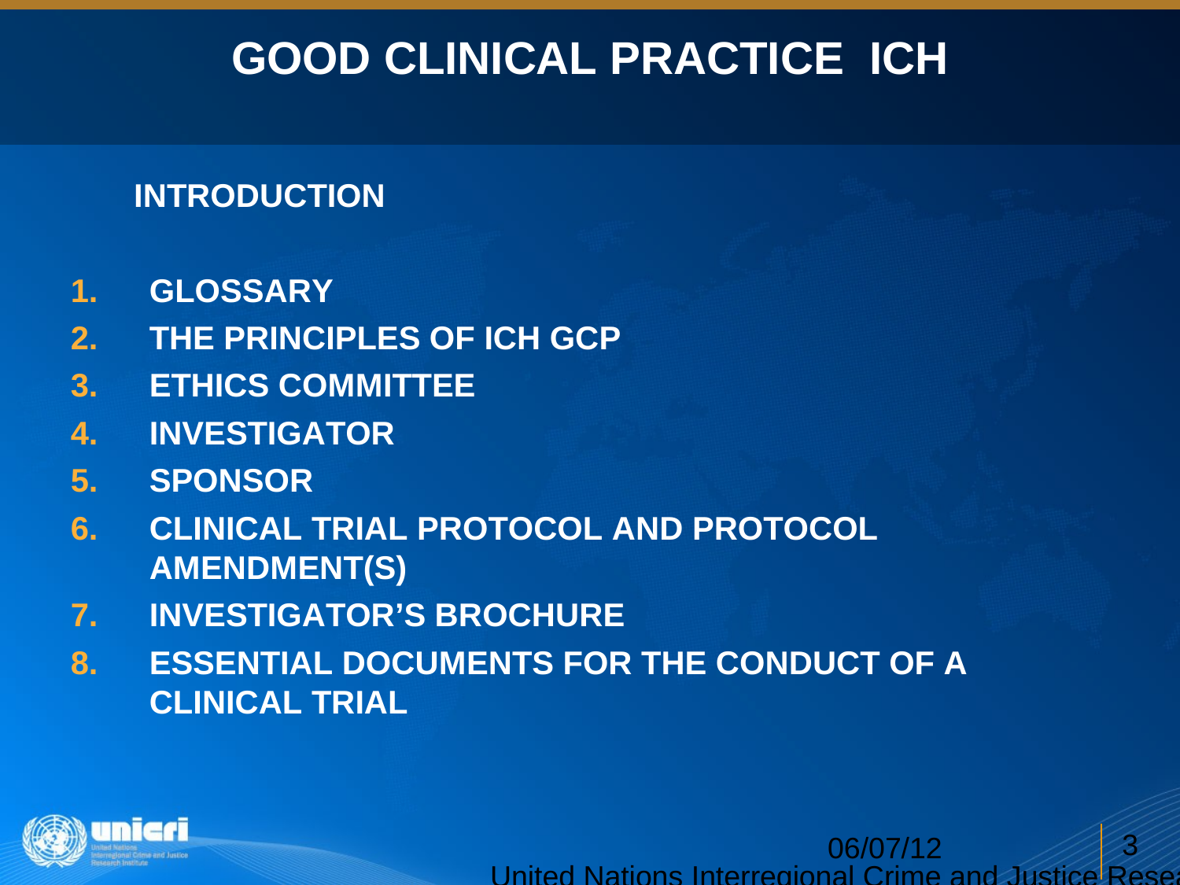# GOOD CLINICAL PRACTICE ICH

**INTRODUCTION**

1. **GLOSSARY**
2. **THE PRINCIPLES OF ICH GCP**
3. **ETHICS COMMITTEE**
4. **INVESTIGATOR**
5. **SPONSOR**
6. **CLINICAL TRIAL PROTOCOL AND PROTOCOL AMENDMENT(S)**
7. **INVESTIGATOR'S BROCHURE**
8. **ESSENTIAL DOCUMENTS FOR THE CONDUCT OF A CLINICAL TRIAL**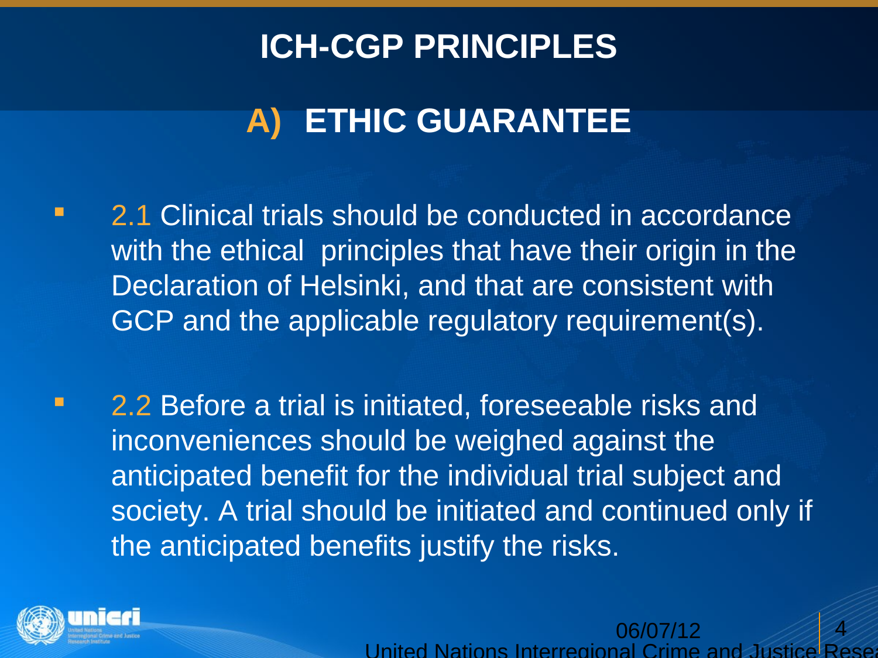# ICH-CGP PRINCIPLES

## A) ETHIC GUARANTEE

- 2.1 Clinical trials should be conducted in accordance with the ethical principles that have their origin in the Declaration of Helsinki, and that are consistent with GCP and the applicable regulatory requirement(s).

- 2.2 Before a trial is initiated, foreseeable risks and inconveniences should be weighed against the anticipated benefit for the individual trial subject and society. A trial should be initiated and continued only if the anticipated benefits justify the risks.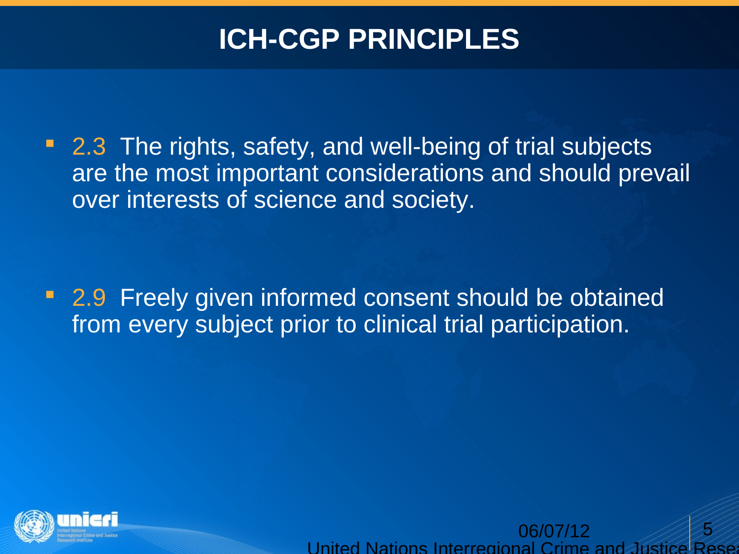# ICH-CGP PRINCIPLES

- 2.3 The rights, safety, and well-being of trial subjects are the most important considerations and should prevail over interests of science and society.

- 2.9 Freely given informed consent should be obtained from every subject prior to clinical trial participation.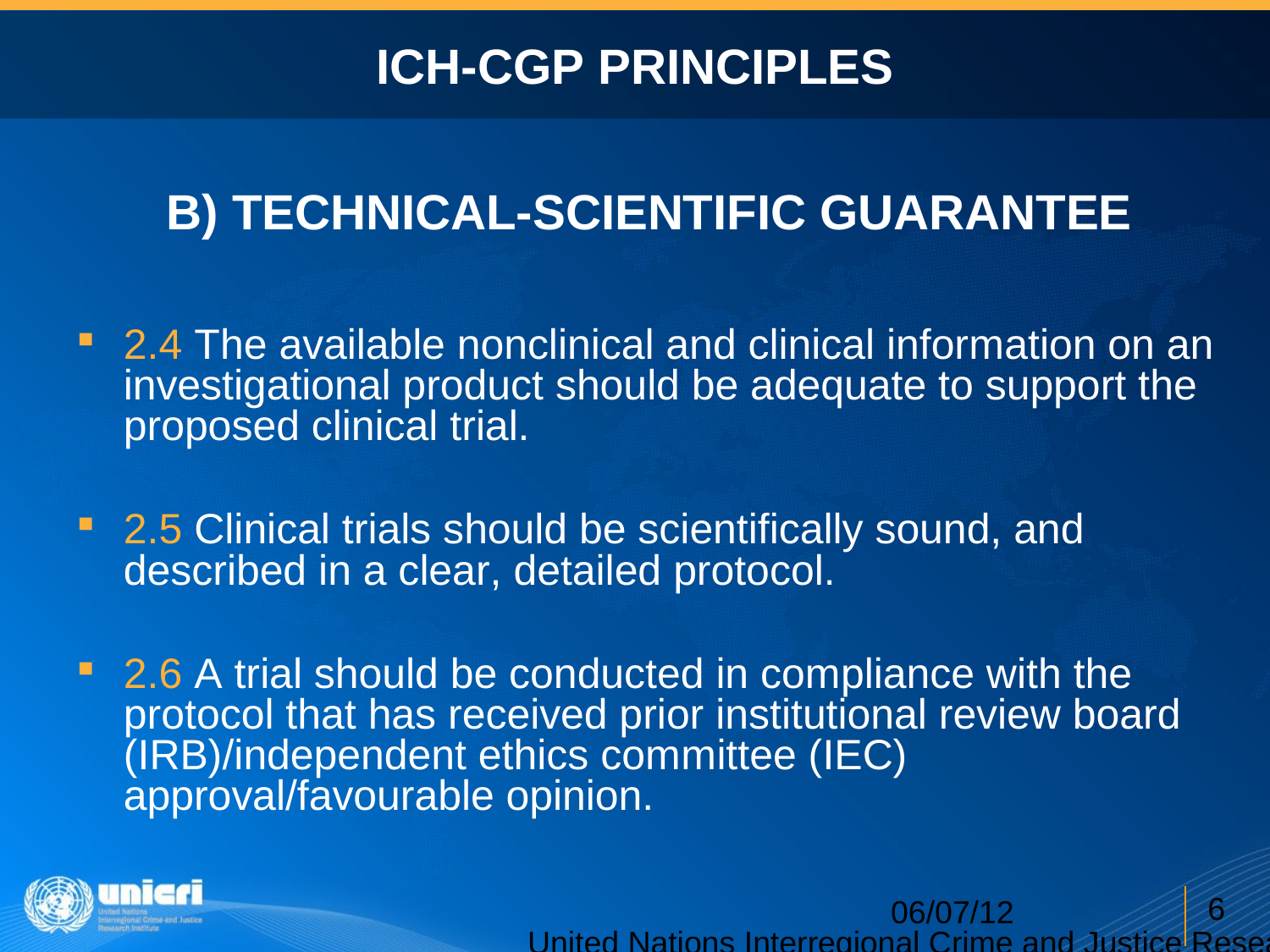# ICH-CGP PRINCIPLES

## B) TECHNICAL-SCIENTIFIC GUARANTEE

- 2.4 The available nonclinical and clinical information on an investigational product should be adequate to support the proposed clinical trial.
- 2.5 Clinical trials should be scientifically sound, and described in a clear, detailed protocol.
- 2.6 A trial should be conducted in compliance with the protocol that has received prior institutional review board (IRB)/independent ethics committee (IEC) approval/favourable opinion.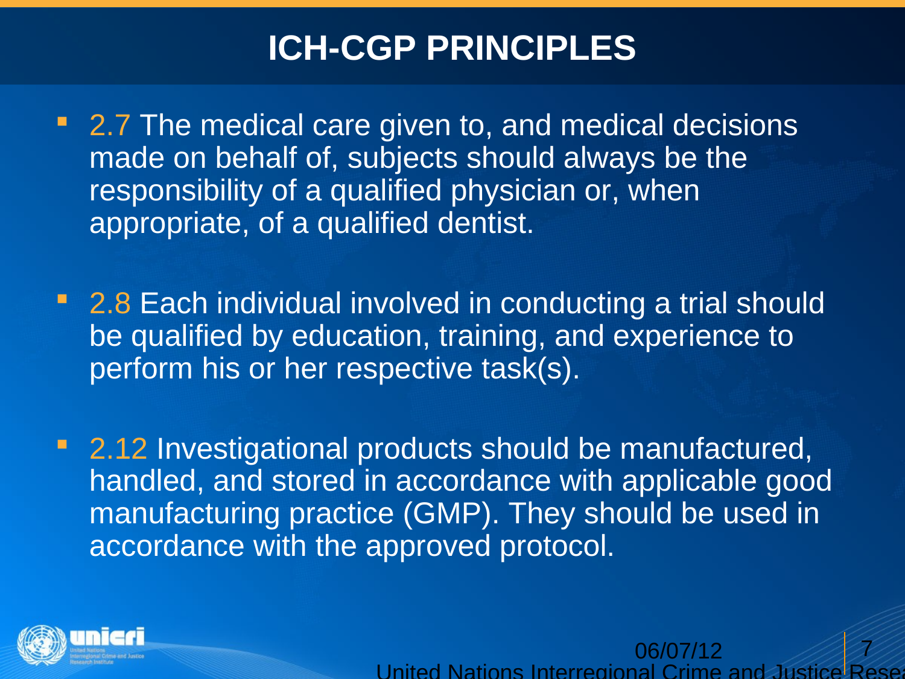# ICH-CGP PRINCIPLES

- 2.7 The medical care given to, and medical decisions made on behalf of, subjects should always be the responsibility of a qualified physician or, when appropriate, of a qualified dentist.

- 2.8 Each individual involved in conducting a trial should be qualified by education, training, and experience to perform his or her respective task(s).

- 2.12 Investigational products should be manufactured, handled, and stored in accordance with applicable good manufacturing practice (GMP). They should be used in accordance with the approved protocol.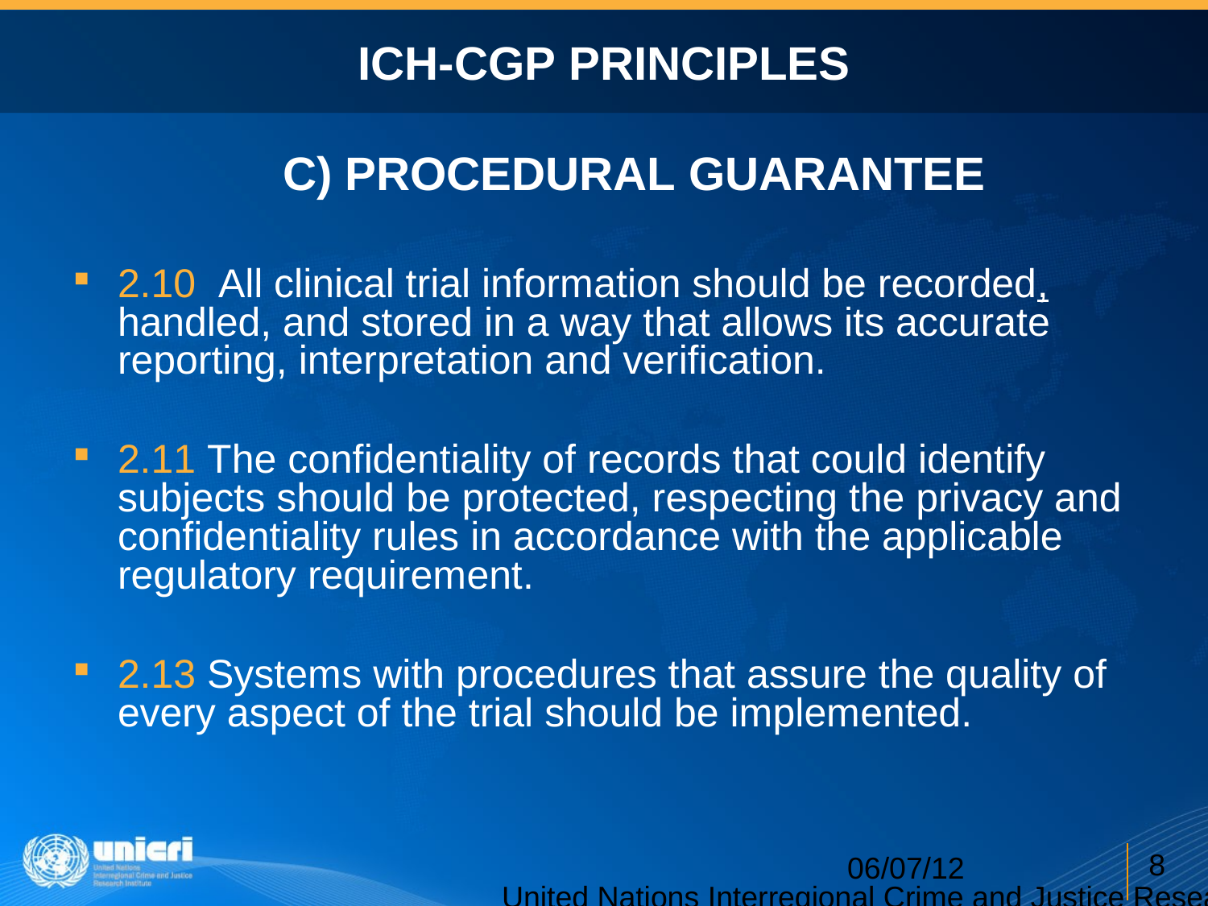# ICH-CGP PRINCIPLES

## C) PROCEDURAL GUARANTEE

- 2.10 All clinical trial information should be recorded, handled, and stored in a way that allows its accurate reporting, interpretation and verification.
- 2.11 The confidentiality of records that could identify subjects should be protected, respecting the privacy and confidentiality rules in accordance with the applicable regulatory requirement.
- 2.13 Systems with procedures that assure the quality of every aspect of the trial should be implemented.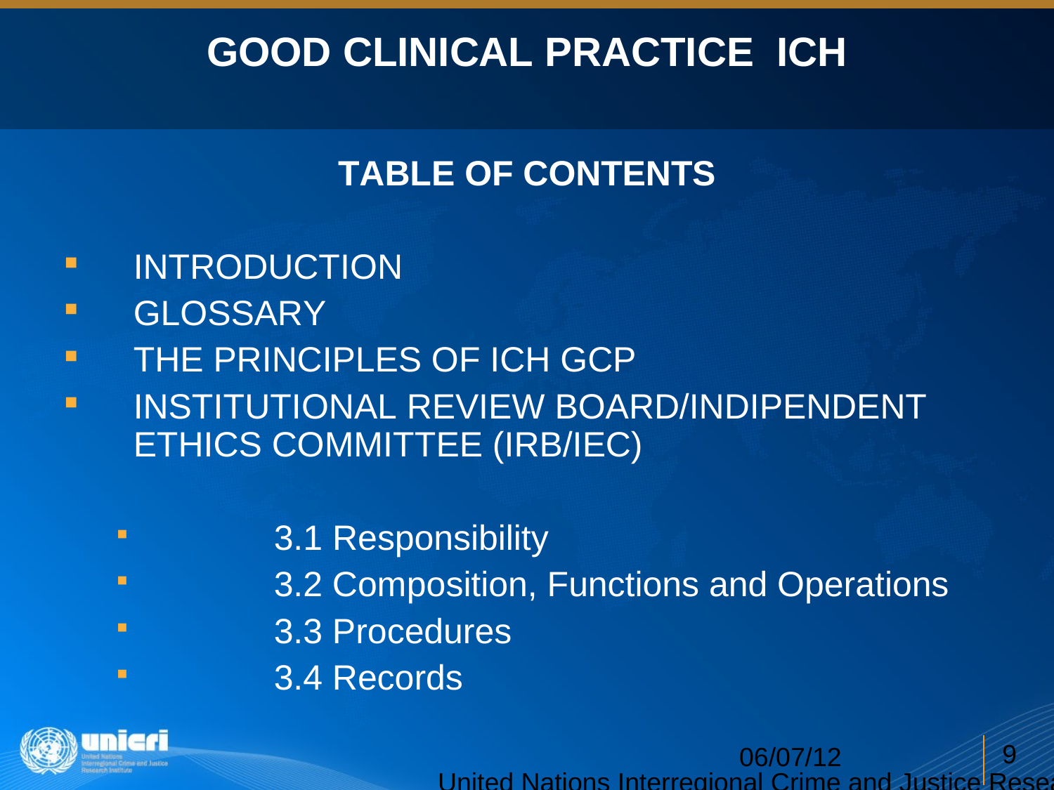# GOOD CLINICAL PRACTICE ICH

## TABLE OF CONTENTS

- INTRODUCTION
- GLOSSARY
- THE PRINCIPLES OF ICH GCP
- INSTITUTIONAL REVIEW BOARD/INDIPENDENT ETHICS COMMITTEE (IRB/IEC)
  - 3.1 Responsibility
  - 3.2 Composition, Functions and Operations
  - 3.3 Procedures
  - 3.4 Records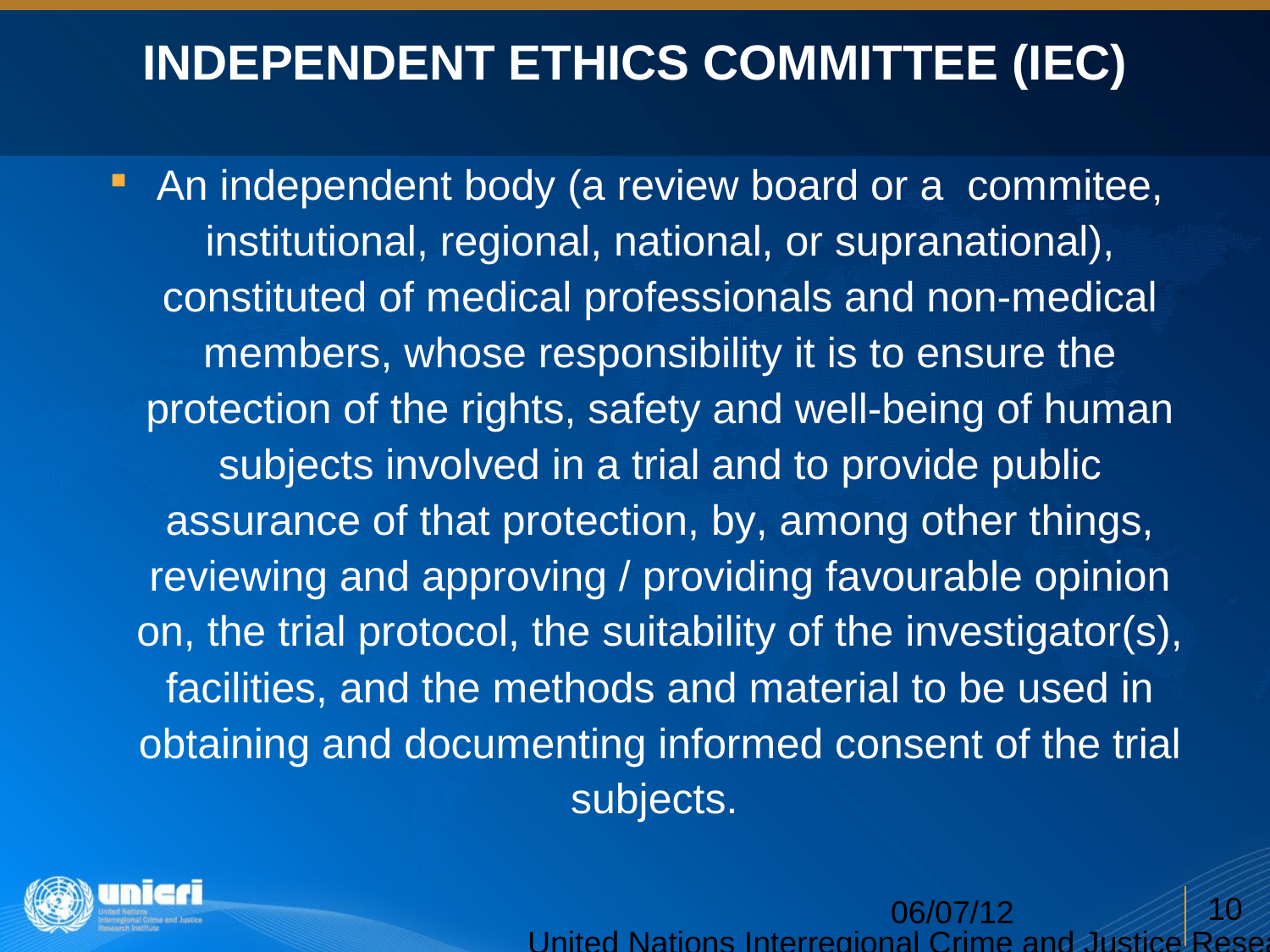# INDEPENDENT ETHICS COMMITTEE (IEC)

- An independent body (a review board or a commitee, institutional, regional, national, or supranational), constituted of medical professionals and non-medical members, whose responsibility it is to ensure the protection of the rights, safety and well-being of human subjects involved in a trial and to provide public assurance of that protection, by, among other things, reviewing and approving / providing favourable opinion on, the trial protocol, the suitability of the investigator(s), facilities, and the methods and material to be used in obtaining and documenting informed consent of the trial subjects.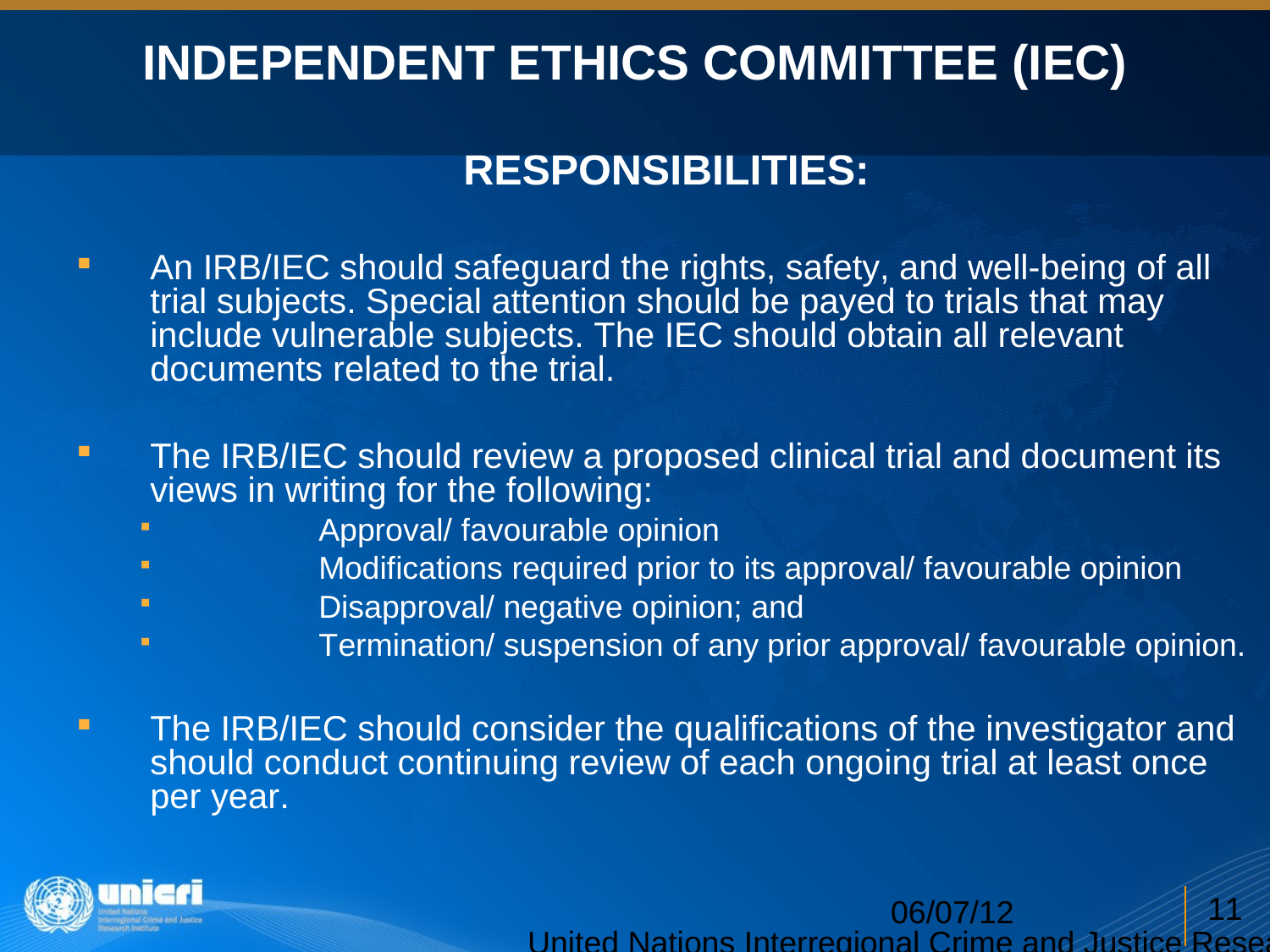# INDEPENDENT ETHICS COMMITTEE (IEC)

## RESPONSIBILITIES:

- An IRB/IEC should safeguard the rights, safety, and well-being of all trial subjects. Special attention should be payed to trials that may include vulnerable subjects. The IEC should obtain all relevant documents related to the trial.
- The IRB/IEC should review a proposed clinical trial and document its views in writing for the following:
  - Approval/ favourable opinion
  - Modifications required prior to its approval/ favourable opinion
  - Disapproval/ negative opinion; and
  - Termination/ suspension of any prior approval/ favourable opinion.
- The IRB/IEC should consider the qualifications of the investigator and should conduct continuing review of each ongoing trial at least once per year.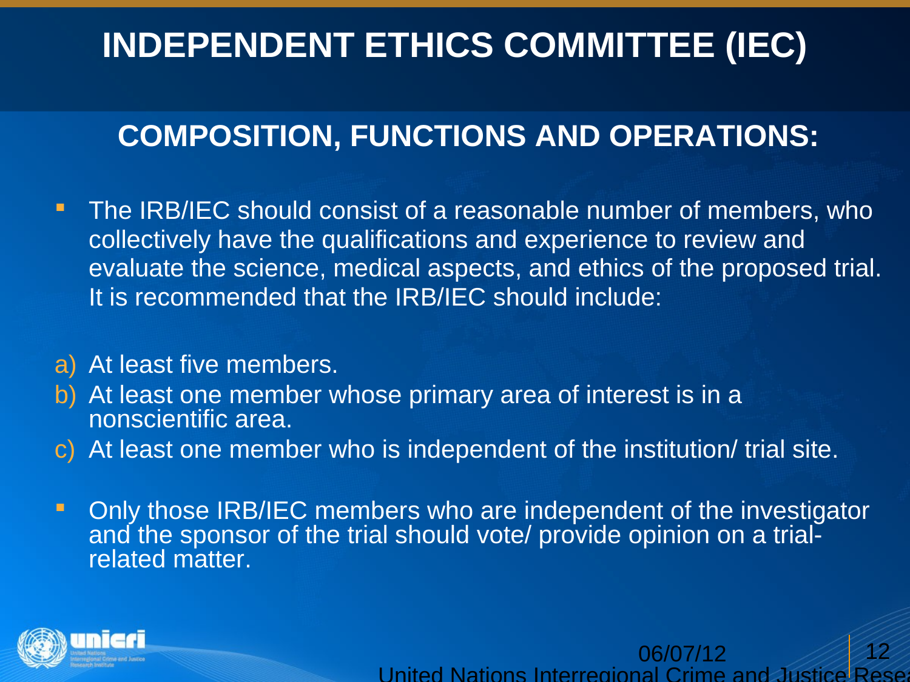# INDEPENDENT ETHICS COMMITTEE (IEC)

## COMPOSITION, FUNCTIONS AND OPERATIONS:

- The IRB/IEC should consist of a reasonable number of members, who collectively have the qualifications and experience to review and evaluate the science, medical aspects, and ethics of the proposed trial. It is recommended that the IRB/IEC should include:

a) At least five members.
b) At least one member whose primary area of interest is in a nonscientific area.
c) At least one member who is independent of the institution/ trial site.

- Only those IRB/IEC members who are independent of the investigator and the sponsor of the trial should vote/ provide opinion on a trial-related matter.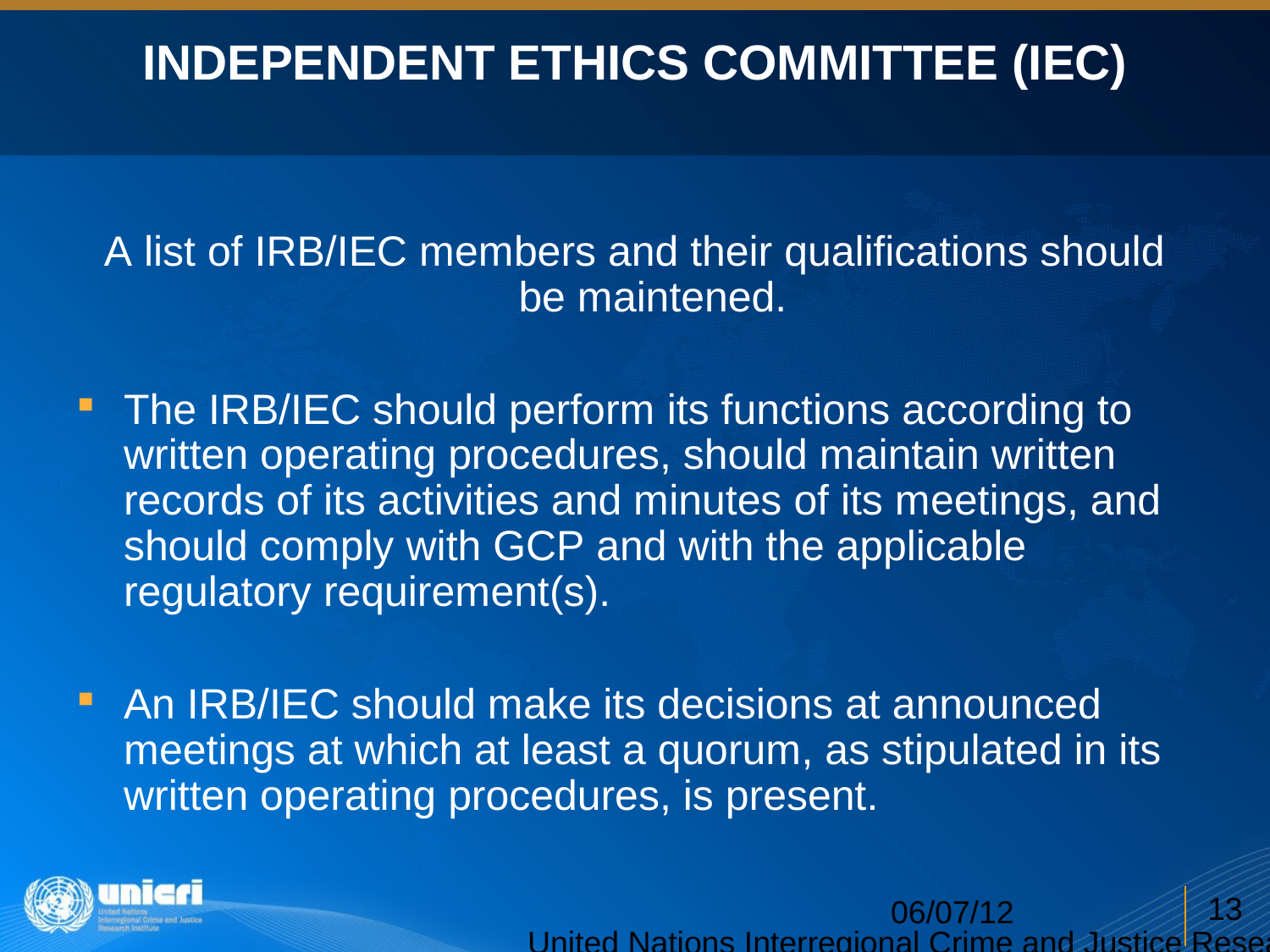# INDEPENDENT ETHICS COMMITTEE (IEC)

A list of IRB/IEC members and their qualifications should be maintened.

- The IRB/IEC should perform its functions according to written operating procedures, should maintain written records of its activities and minutes of its meetings, and should comply with GCP and with the applicable regulatory requirement(s).
- An IRB/IEC should make its decisions at announced meetings at which at least a quorum, as stipulated in its written operating procedures, is present.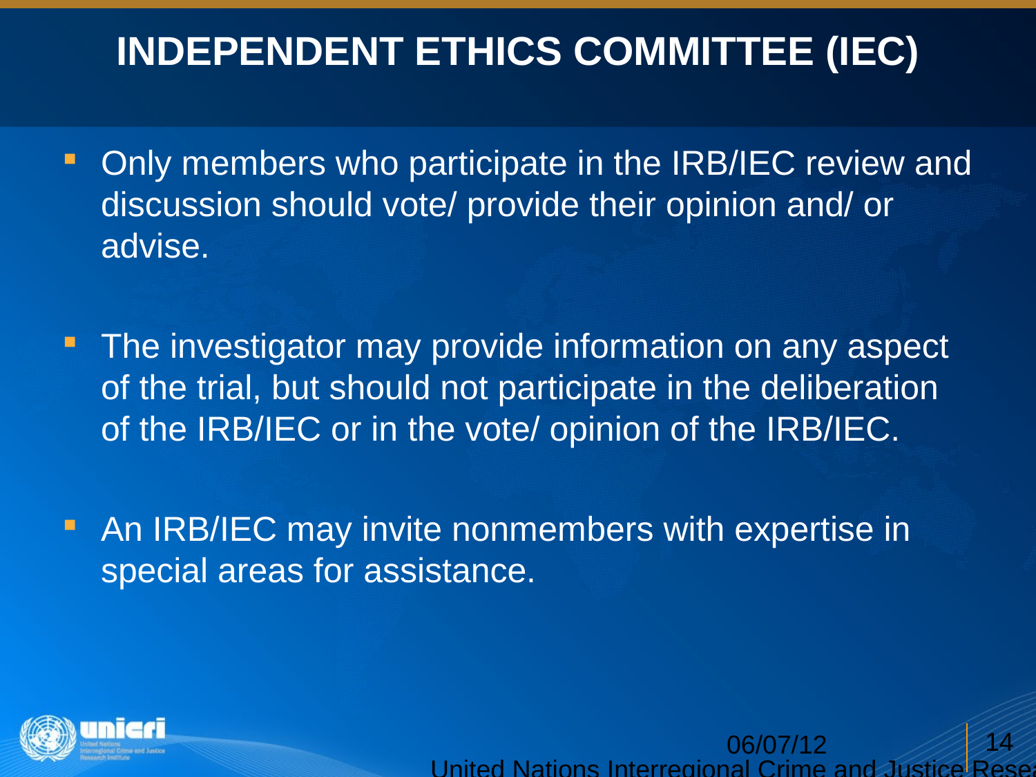# INDEPENDENT ETHICS COMMITTEE (IEC)

- Only members who participate in the IRB/IEC review and discussion should vote/ provide their opinion and/ or advise.
- The investigator may provide information on any aspect of the trial, but should not participate in the deliberation of the IRB/IEC or in the vote/ opinion of the IRB/IEC.
- An IRB/IEC may invite nonmembers with expertise in special areas for assistance.